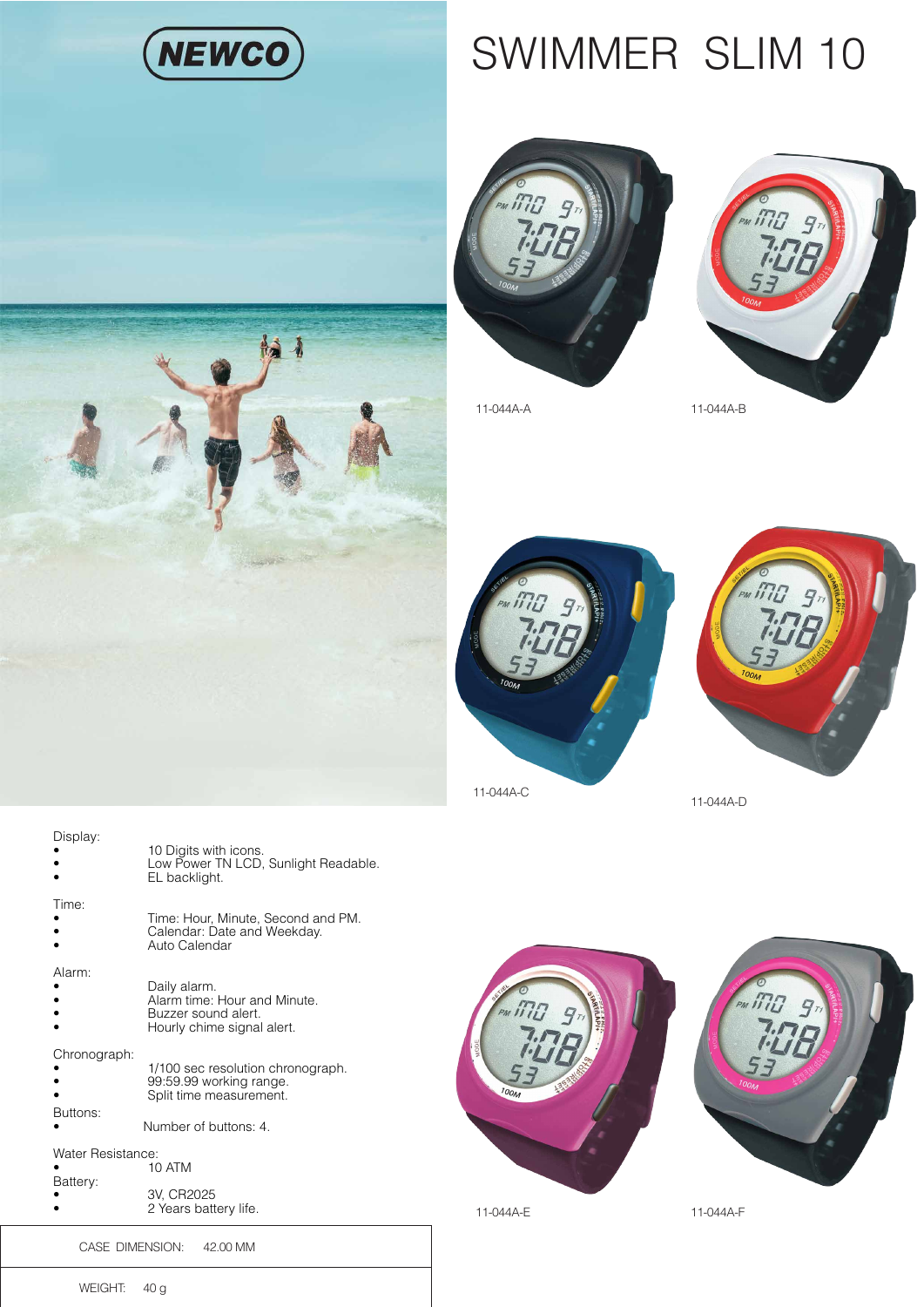NEWCO

# SWIMMER SLIM 10

11-044A-A

11-044A-B

11-044A-C

11-044A-D

11-044A-E

11-044A-F

Display:

- 10 Digits with icons.
- Low Power TN LCD, Sunlight Readable.
- EL backlight.

Time:

- Time: Hour, Minute, Second and PM.
- Calendar: Date and Weekday.
- Auto Calendar

Alarm:

- Daily alarm.
- Alarm time: Hour and Minute.
- Buzzer sound alert.
- Hourly chime signal alert.

Chronograph:

- 1/100 sec resolution chronograph.
- 99:59.99 working range.
- Split time measurement.

Buttons:

- Number of buttons: 4.

Water Resistance:

- 10 ATM

Battery:

- 3V, CR2025
- 2 Years battery life.

| CASE DIMENSION: 42.00 MM |
| --- |
| WEIGHT: 40 g |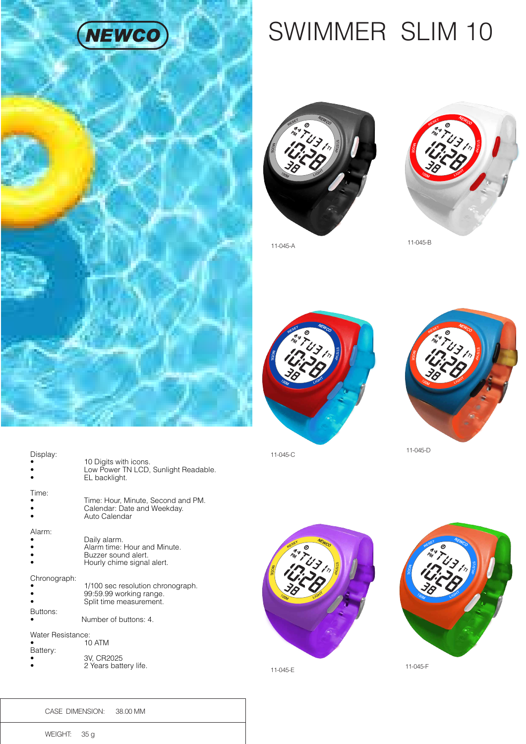NEWCO

# SWIMMER SLIM 10

11-045-A

11-045-B

11-045-C

11-045-D

11-045-E

11-045-F

Display:
- 10 Digits with icons.
- Low Power TN LCD, Sunlight Readable.
- EL backlight.

Time:
- Time: Hour, Minute, Second and PM.
- Calendar: Date and Weekday.
- Auto Calendar

Alarm:
- Daily alarm.
- Alarm time: Hour and Minute.
- Buzzer sound alert.
- Hourly chime signal alert.

Chronograph:
- 1/100 sec resolution chronograph.
- 99:59.99 working range.
- Split time measurement.

Buttons:
- Number of buttons: 4.

Water Resistance:
- 10 ATM

Battery:
- 3V, CR2025
- 2 Years battery life.

| | |
|---|---|
| CASE DIMENSION: | 38.00 MM |
| WEIGHT: | 35 g |